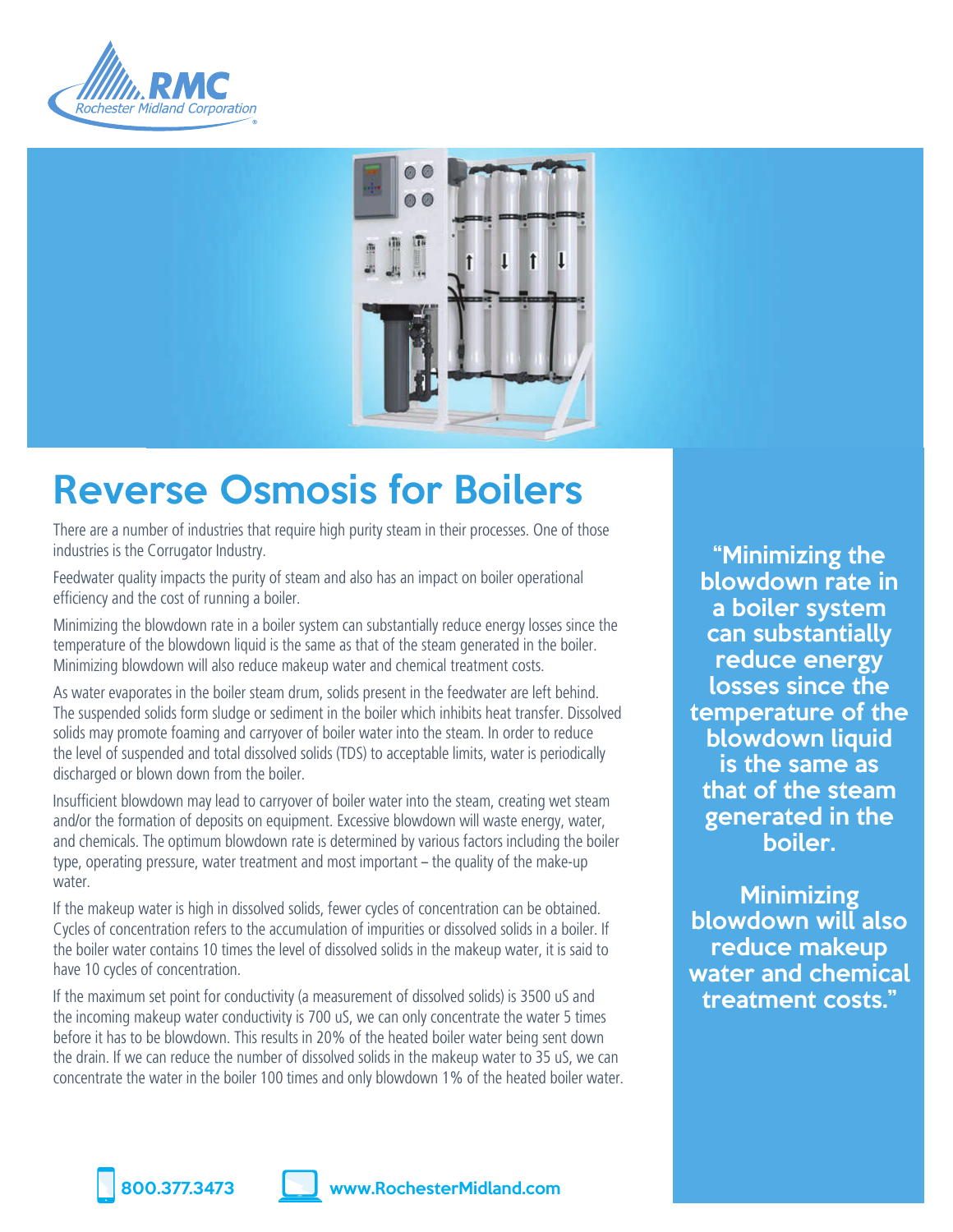# Reverse Osmosis for Boilers

There are a number of industries that require high purity steam in their processes. One of those industries is the Corrugator Industry.

Feedwater quality impacts the purity of steam and also has an impact on boiler operational efficiency and the cost of running a boiler.

Minimizing the blowdown rate in a boiler system can substantially reduce energy losses since the temperature of the blowdown liquid is the same as that of the steam generated in the boiler. Minimizing blowdown will also reduce makeup water and chemical treatment costs.

As water evaporates in the boiler steam drum, solids present in the feedwater are left behind. The suspended solids form sludge or sediment in the boiler which inhibits heat transfer. Dissolved solids may promote foaming and carryover of boiler water into the steam. In order to reduce the level of suspended and total dissolved solids (TDS) to acceptable limits, water is periodically discharged or blown down from the boiler.

Insufficient blowdown may lead to carryover of boiler water into the steam, creating wet steam and/or the formation of deposits on equipment. Excessive blowdown will waste energy, water, and chemicals. The optimum blowdown rate is determined by various factors including the boiler type, operating pressure, water treatment and most important – the quality of the make-up water.

If the makeup water is high in dissolved solids, fewer cycles of concentration can be obtained. Cycles of concentration refers to the accumulation of impurities or dissolved solids in a boiler. If the boiler water contains 10 times the level of dissolved solids in the makeup water, it is said to have 10 cycles of concentration.

If the maximum set point for conductivity (a measurement of dissolved solids) is 3500 uS and the incoming makeup water conductivity is 700 uS, we can only concentrate the water 5 times before it has to be blowdown. This results in 20% of the heated boiler water being sent down the drain. If we can reduce the number of dissolved solids in the makeup water to 35 uS, we can concentrate the water in the boiler 100 times and only blowdown 1% of the heated boiler water.

> **"Minimizing the blowdown rate in a boiler system can substantially reduce energy losses since the temperature of the blowdown liquid is the same as that of the steam generated in the boiler.**
>
> **Minimizing blowdown will also reduce makeup water and chemical treatment costs."**

800.377.3473 www.RochesterMidland.com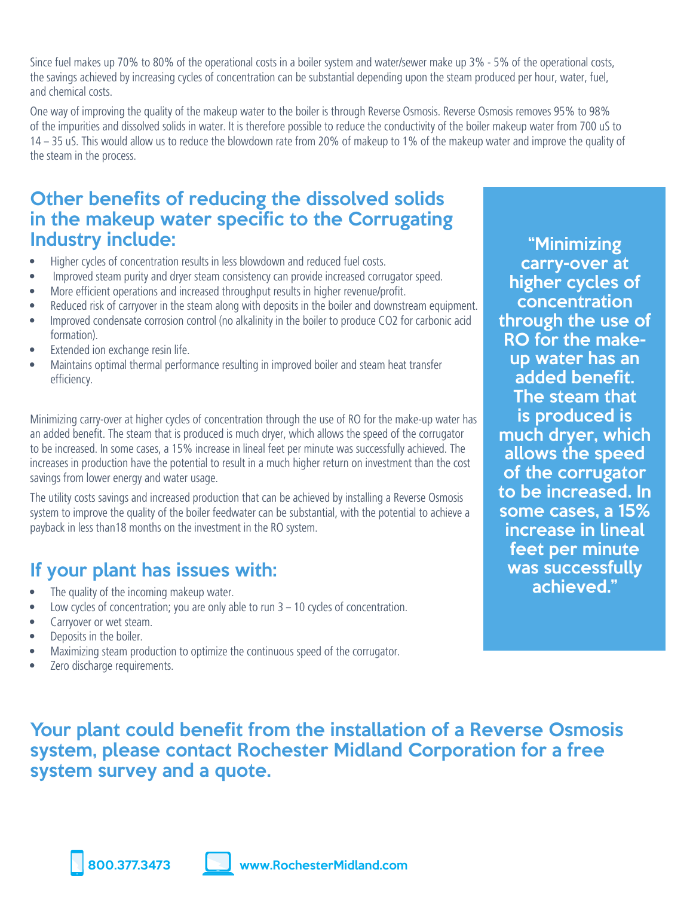Since fuel makes up 70% to 80% of the operational costs in a boiler system and water/sewer make up 3% - 5% of the operational costs, the savings achieved by increasing cycles of concentration can be substantial depending upon the steam produced per hour, water, fuel, and chemical costs.

One way of improving the quality of the makeup water to the boiler is through Reverse Osmosis. Reverse Osmosis removes 95% to 98% of the impurities and dissolved solids in water. It is therefore possible to reduce the conductivity of the boiler makeup water from 700 uS to 14 – 35 uS. This would allow us to reduce the blowdown rate from 20% of makeup to 1% of the makeup water and improve the quality of the steam in the process.

## Other benefits of reducing the dissolved solids in the makeup water specific to the Corrugating Industry include:

- Higher cycles of concentration results in less blowdown and reduced fuel costs.
- Improved steam purity and dryer steam consistency can provide increased corrugator speed.
- More efficient operations and increased throughput results in higher revenue/profit.
- Reduced risk of carryover in the steam along with deposits in the boiler and downstream equipment.
- Improved condensate corrosion control (no alkalinity in the boiler to produce $CO_2$ for carbonic acid formation).
- Extended ion exchange resin life.
- Maintains optimal thermal performance resulting in improved boiler and steam heat transfer efficiency.

Minimizing carry-over at higher cycles of concentration through the use of RO for the make-up water has an added benefit. The steam that is produced is much dryer, which allows the speed of the corrugator to be increased. In some cases, a 15% increase in lineal feet per minute was successfully achieved. The increases in production have the potential to result in a much higher return on investment than the cost savings from lower energy and water usage.

The utility costs savings and increased production that can be achieved by installing a Reverse Osmosis system to improve the quality of the boiler feedwater can be substantial, with the potential to achieve a payback in less than18 months on the investment in the RO system.

> "Minimizing carry-over at higher cycles of concentration through the use of RO for the make-up water has an added benefit. The steam that is produced is much dryer, which allows the speed of the corrugator to be increased. In some cases, a 15% increase in lineal feet per minute was successfully achieved."

## If your plant has issues with:

- The quality of the incoming makeup water.
- Low cycles of concentration; you are only able to run 3 – 10 cycles of concentration.
- Carryover or wet steam.
- Deposits in the boiler.
- Maximizing steam production to optimize the continuous speed of the corrugator.
- Zero discharge requirements.

## Your plant could benefit from the installation of a Reverse Osmosis system, please contact Rochester Midland Corporation for a free system survey and a quote.

800.377.3473

www.RochesterMidland.com